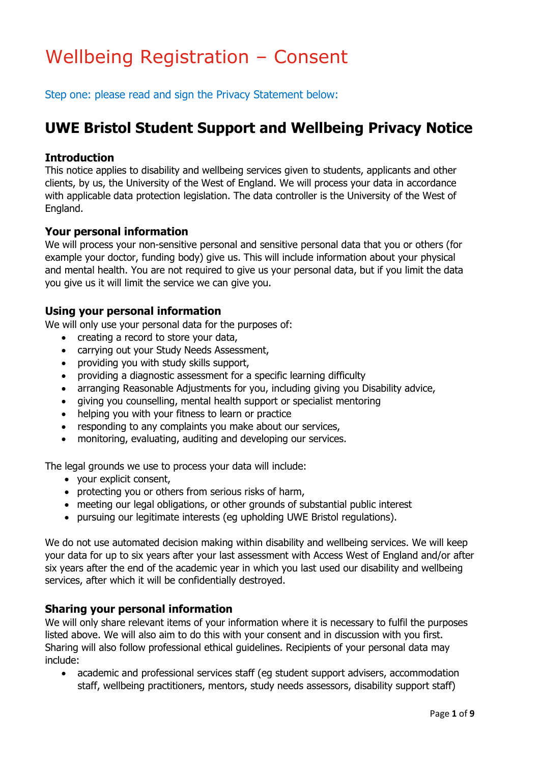# Wellbeing Registration – Consent

Step one: please read and sign the Privacy Statement below:

## UWE Bristol Student Support and Wellbeing Privacy Notice

### Introduction

This notice applies to disability and wellbeing services given to students, applicants and other clients, by us, the University of the West of England. We will process your data in accordance with applicable data protection legislation. The data controller is the University of the West of England.

### Your personal information

We will process your non-sensitive personal and sensitive personal data that you or others (for example your doctor, funding body) give us. This will include information about your physical and mental health. You are not required to give us your personal data, but if you limit the data you give us it will limit the service we can give you.

### Using your personal information

We will only use your personal data for the purposes of:

- creating a record to store your data,
- carrying out your Study Needs Assessment,
- providing you with study skills support,
- providing a diagnostic assessment for a specific learning difficulty
- arranging Reasonable Adjustments for you, including giving you Disability advice,
- giving you counselling, mental health support or specialist mentoring
- helping you with your fitness to learn or practice
- responding to any complaints you make about our services,
- monitoring, evaluating, auditing and developing our services.

The legal grounds we use to process your data will include:

- your explicit consent,
- protecting you or others from serious risks of harm,
- meeting our legal obligations, or other grounds of substantial public interest
- pursuing our legitimate interests (eg upholding UWE Bristol regulations).

We do not use automated decision making within disability and wellbeing services. We will keep your data for up to six years after your last assessment with Access West of England and/or after six years after the end of the academic year in which you last used our disability and wellbeing services, after which it will be confidentially destroyed.

### Sharing your personal information

We will only share relevant items of your information where it is necessary to fulfil the purposes listed above. We will also aim to do this with your consent and in discussion with you first. Sharing will also follow professional ethical guidelines. Recipients of your personal data may include:

- academic and professional services staff (eg student support advisers, accommodation staff, wellbeing practitioners, mentors, study needs assessors, disability support staff)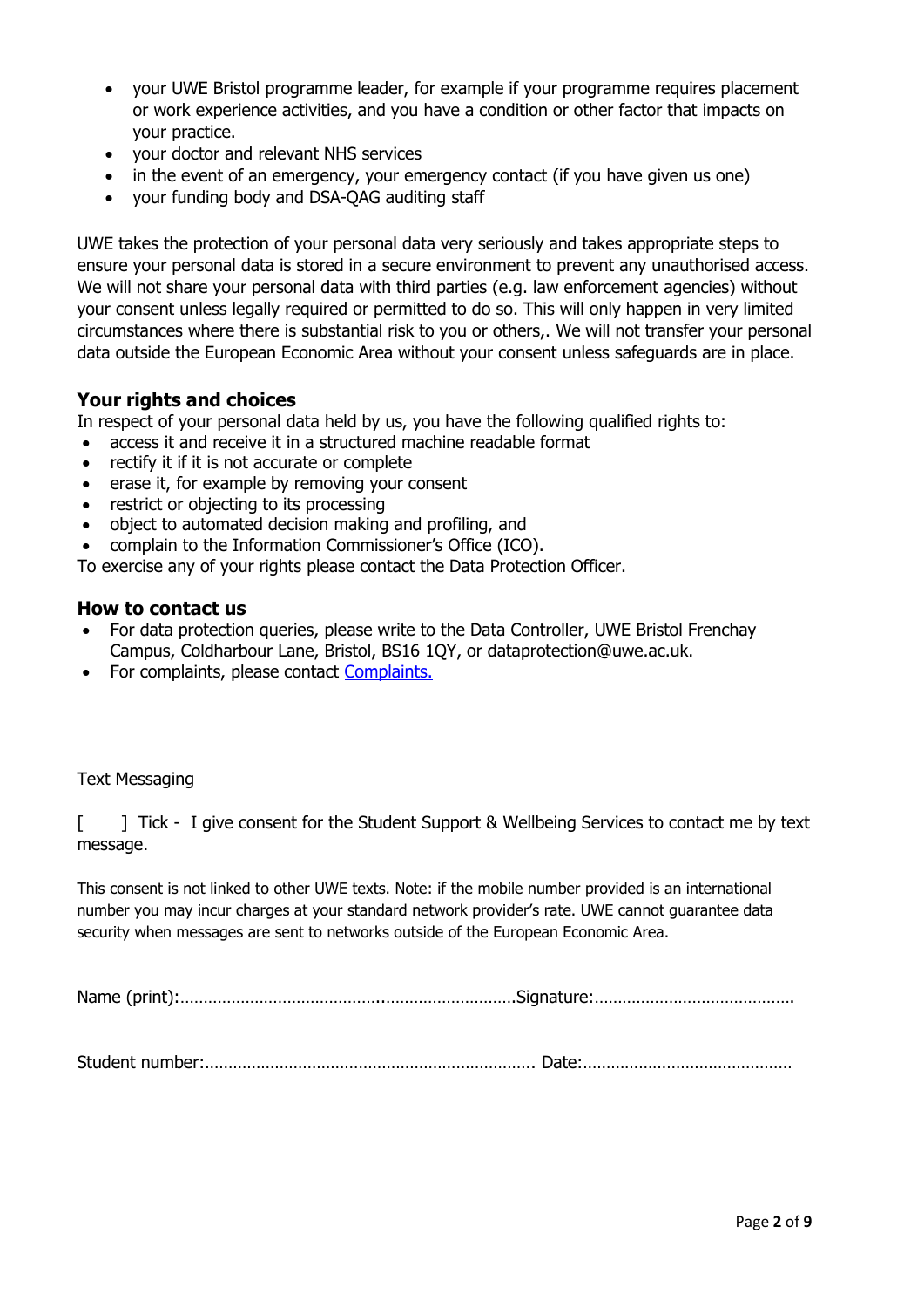- your UWE Bristol programme leader, for example if your programme requires placement or work experience activities, and you have a condition or other factor that impacts on your practice.
- your doctor and relevant NHS services
- in the event of an emergency, your emergency contact (if you have given us one)
- your funding body and DSA-QAG auditing staff

UWE takes the protection of your personal data very seriously and takes appropriate steps to ensure your personal data is stored in a secure environment to prevent any unauthorised access. We will not share your personal data with third parties (e.g. law enforcement agencies) without your consent unless legally required or permitted to do so. This will only happen in very limited circumstances where there is substantial risk to you or others,. We will not transfer your personal data outside the European Economic Area without your consent unless safeguards are in place.

## Your rights and choices

In respect of your personal data held by us, you have the following qualified rights to:

- access it and receive it in a structured machine readable format
- rectify it if it is not accurate or complete
- erase it, for example by removing your consent
- restrict or objecting to its processing
- object to automated decision making and profiling, and
- complain to the Information Commissioner's Office (ICO).

To exercise any of your rights please contact the Data Protection Officer.

## How to contact us

- For data protection queries, please write to the Data Controller, UWE Bristol Frenchay Campus, Coldharbour Lane, Bristol, BS16 1QY, or dataprotection@uwe.ac.uk.
- For complaints, please contact [Complaints.](Complaints.)

Text Messaging

[ ] Tick - I give consent for the Student Support & Wellbeing Services to contact me by text message.

This consent is not linked to other UWE texts. Note: if the mobile number provided is an international number you may incur charges at your standard network provider's rate. UWE cannot guarantee data security when messages are sent to networks outside of the European Economic Area.

Name (print):…………………………………..………………………Signature:…………………………………….

Student number:…………………………………………………………….. Date:………………………………………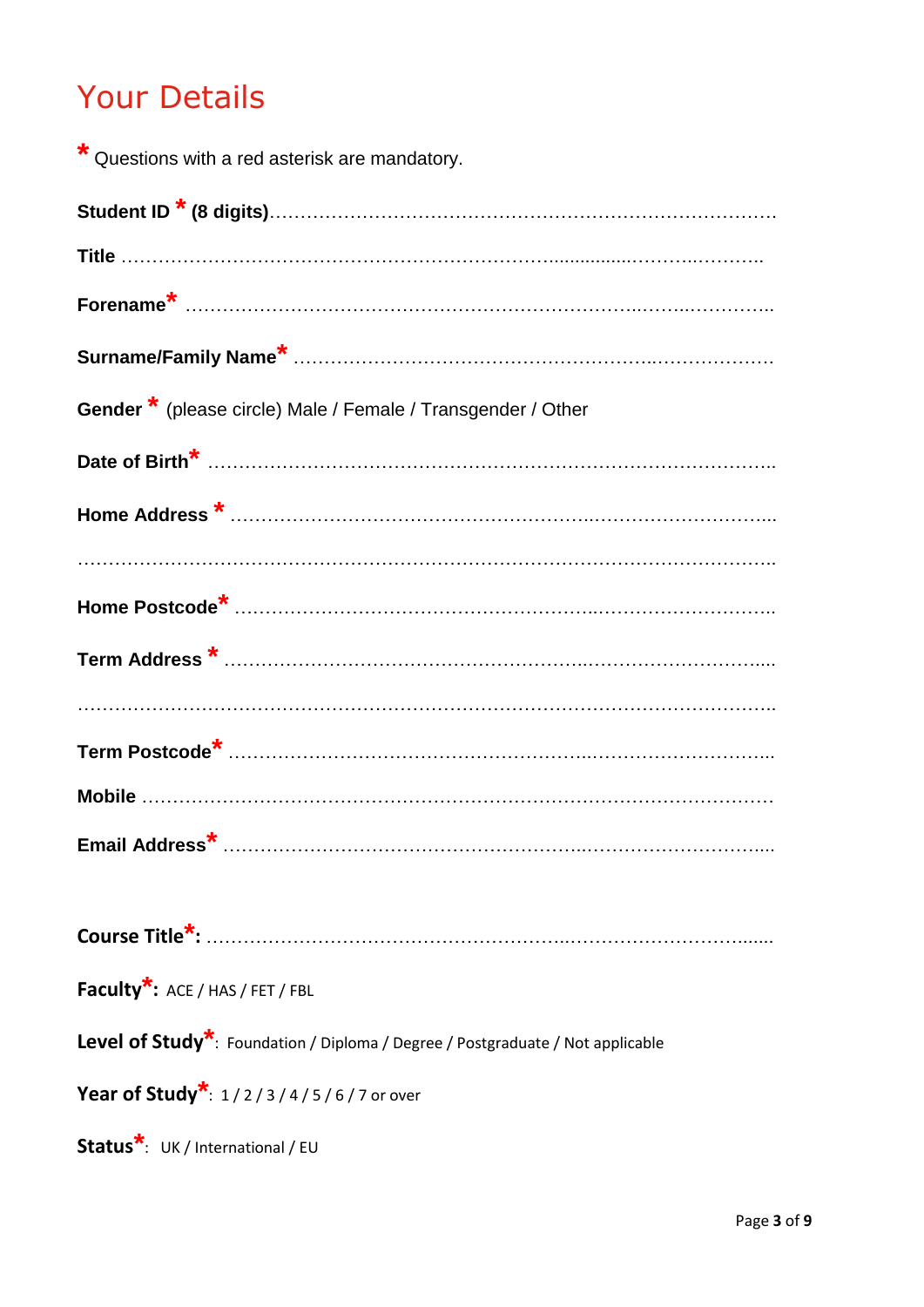# Your Details

* Questions with a red asterisk are mandatory.

**Student ID * (8 digits)**……………………………………………………………………………

**Title** ……………………………………………………………………………………………

**Forename*** …………………………………………………………………………………

**Surname/Family Name*** ……………………………………………………………………

**Gender *** (please circle) Male / Female / Transgender / Other

**Date of Birth*** ……………………………………………………………………………

**Home Address *** …………………………………………………………………………

…………………………………………………………………………………………………

**Home Postcode*** …………………………………………………………………………

**Term Address *** …………………………………………………………………………

…………………………………………………………………………………………………

**Term Postcode*** …………………………………………………………………………

**Mobile** ……………………………………………………………………………………

**Email Address*** …………………………………………………………………………

**Course Title*:** ……………………………………………………………………………

**Faculty*:** ACE / HAS / FET / FBL

**Level of Study***: Foundation / Diploma / Degree / Postgraduate / Not applicable

**Year of Study***: 1 / 2 / 3 / 4 / 5 / 6 / 7 or over

**Status***: UK / International / EU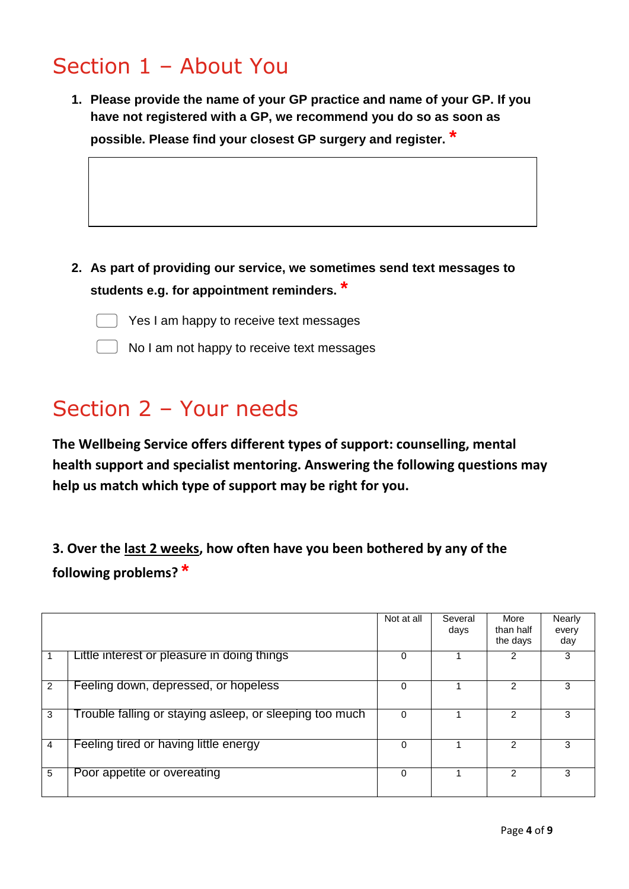# Section 1 – About You

1. **Please provide the name of your GP practice and name of your GP. If you have not registered with a GP, we recommend you do so as soon as possible. Please find your closest GP surgery and register.** *

2. **As part of providing our service, we sometimes send text messages to students e.g. for appointment reminders.** *

   - [ ] Yes I am happy to receive text messages
   - [ ] No I am not happy to receive text messages

# Section 2 – Your needs

**The Wellbeing Service offers different types of support: counselling, mental health support and specialist mentoring. Answering the following questions may help us match which type of support may be right for you.**

**3. Over the last 2 weeks, how often have you been bothered by any of the following problems?** *

| | | Not at all | Several days | More than half the days | Nearly every day |
|---|---|---|---|---|---|
| 1 | Little interest or pleasure in doing things | 0 | 1 | 2 | 3 |
| 2 | Feeling down, depressed, or hopeless | 0 | 1 | 2 | 3 |
| 3 | Trouble falling or staying asleep, or sleeping too much | 0 | 1 | 2 | 3 |
| 4 | Feeling tired or having little energy | 0 | 1 | 2 | 3 |
| 5 | Poor appetite or overeating | 0 | 1 | 2 | 3 |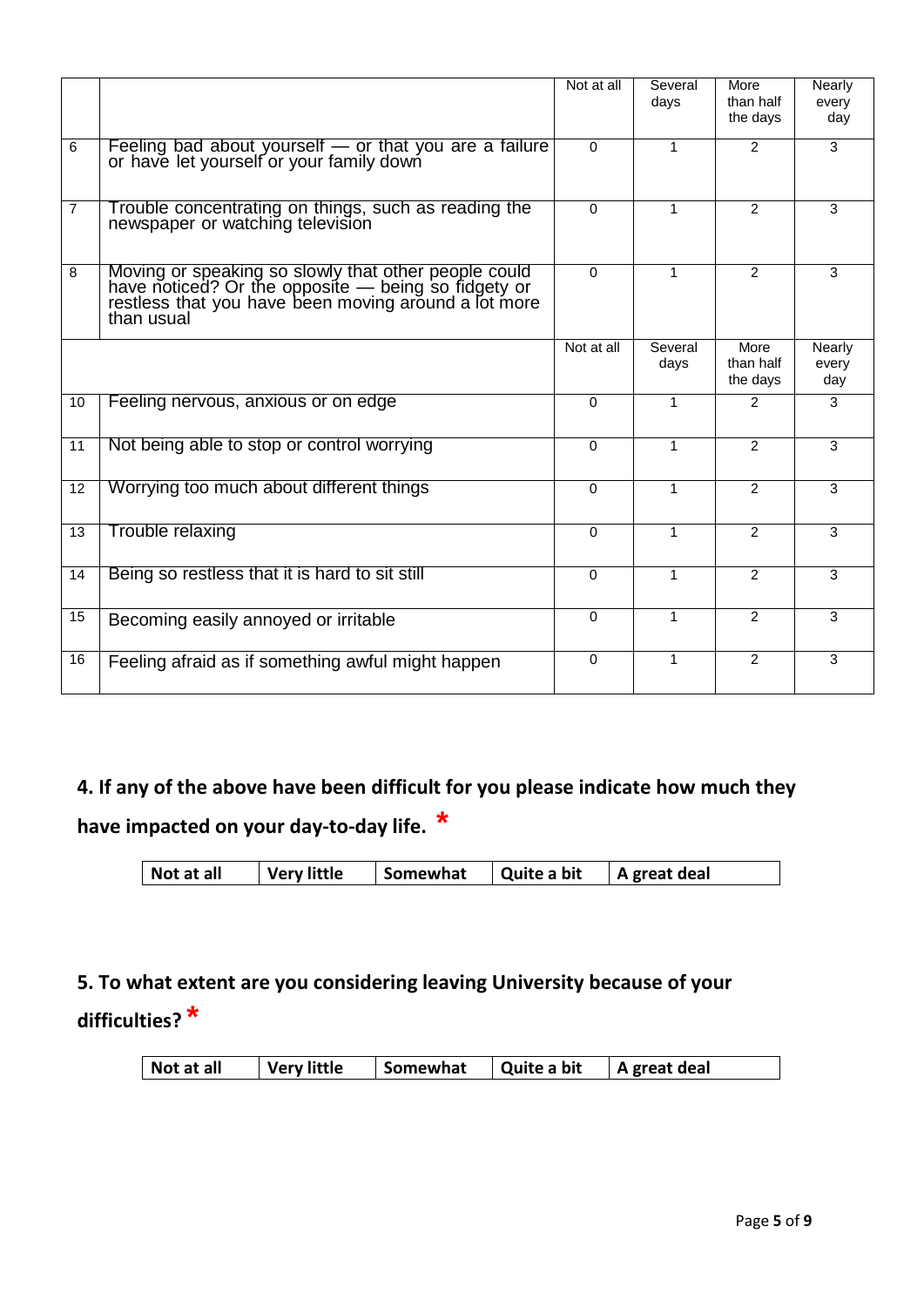| | | Not at all | Several days | More than half the days | Nearly every day |
|---|---|---|---|---|---|
| 6 | Feeling bad about yourself — or that you are a failure or have let yourself or your family down | 0 | 1 | 2 | 3 |
| 7 | Trouble concentrating on things, such as reading the newspaper or watching television | 0 | 1 | 2 | 3 |
| 8 | Moving or speaking so slowly that other people could have noticed? Or the opposite — being so fidgety or restless that you have been moving around a lot more than usual | 0 | 1 | 2 | 3 |
| | | Not at all | Several days | More than half the days | Nearly every day |
| 10 | Feeling nervous, anxious or on edge | 0 | 1 | 2 | 3 |
| 11 | Not being able to stop or control worrying | 0 | 1 | 2 | 3 |
| 12 | Worrying too much about different things | 0 | 1 | 2 | 3 |
| 13 | Trouble relaxing | 0 | 1 | 2 | 3 |
| 14 | Being so restless that it is hard to sit still | 0 | 1 | 2 | 3 |
| 15 | Becoming easily annoyed or irritable | 0 | 1 | 2 | 3 |
| 16 | Feeling afraid as if something awful might happen | 0 | 1 | 2 | 3 |

**4. If any of the above have been difficult for you please indicate how much they have impacted on your day-to-day life. ***

| Not at all | Very little | Somewhat | Quite a bit | A great deal |
|---|---|---|---|---|

**5. To what extent are you considering leaving University because of your difficulties? ***

| Not at all | Very little | Somewhat | Quite a bit | A great deal |
|---|---|---|---|---|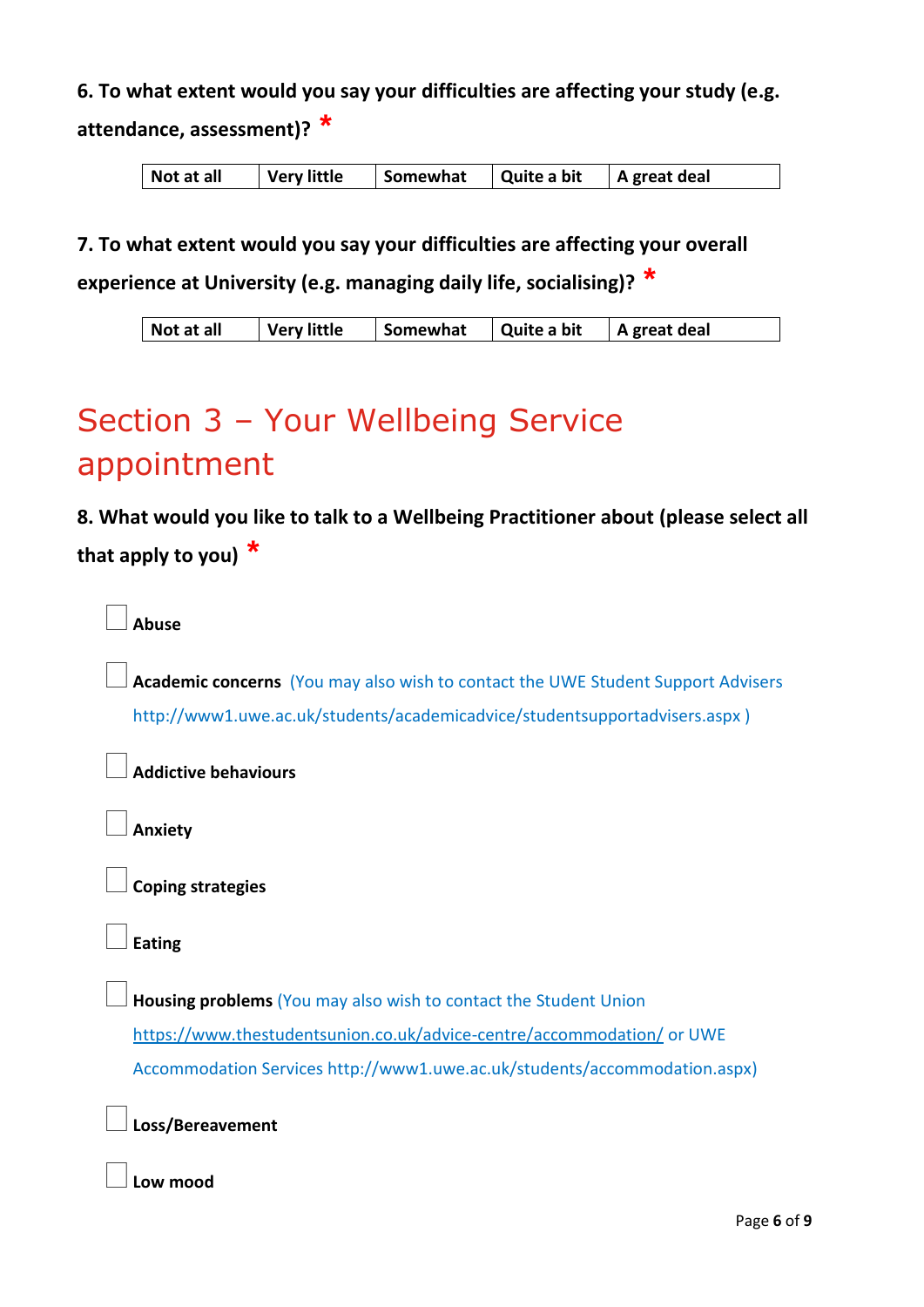**6. To what extent would you say your difficulties are affecting your study (e.g. attendance, assessment)?** *

| Not at all | Very little | Somewhat | Quite a bit | A great deal |
|---|---|---|---|---|

**7. To what extent would you say your difficulties are affecting your overall experience at University (e.g. managing daily life, socialising)?** *

| Not at all | Very little | Somewhat | Quite a bit | A great deal |
|---|---|---|---|---|

# Section 3 – Your Wellbeing Service appointment

**8. What would you like to talk to a Wellbeing Practitioner about (please select all that apply to you)** *

- ☐ **Abuse**
- ☐ **Academic concerns** (You may also wish to contact the UWE Student Support Advisers http://www1.uwe.ac.uk/students/academicadvice/studentsupportadvisers.aspx )
- ☐ **Addictive behaviours**
- ☐ **Anxiety**
- ☐ **Coping strategies**
- ☐ **Eating**
- ☐ **Housing problems** (You may also wish to contact the Student Union https://www.thestudentsunion.co.uk/advice-centre/accommodation/ or UWE Accommodation Services http://www1.uwe.ac.uk/students/accommodation.aspx)
- ☐ **Loss/Bereavement**
- ☐ **Low mood**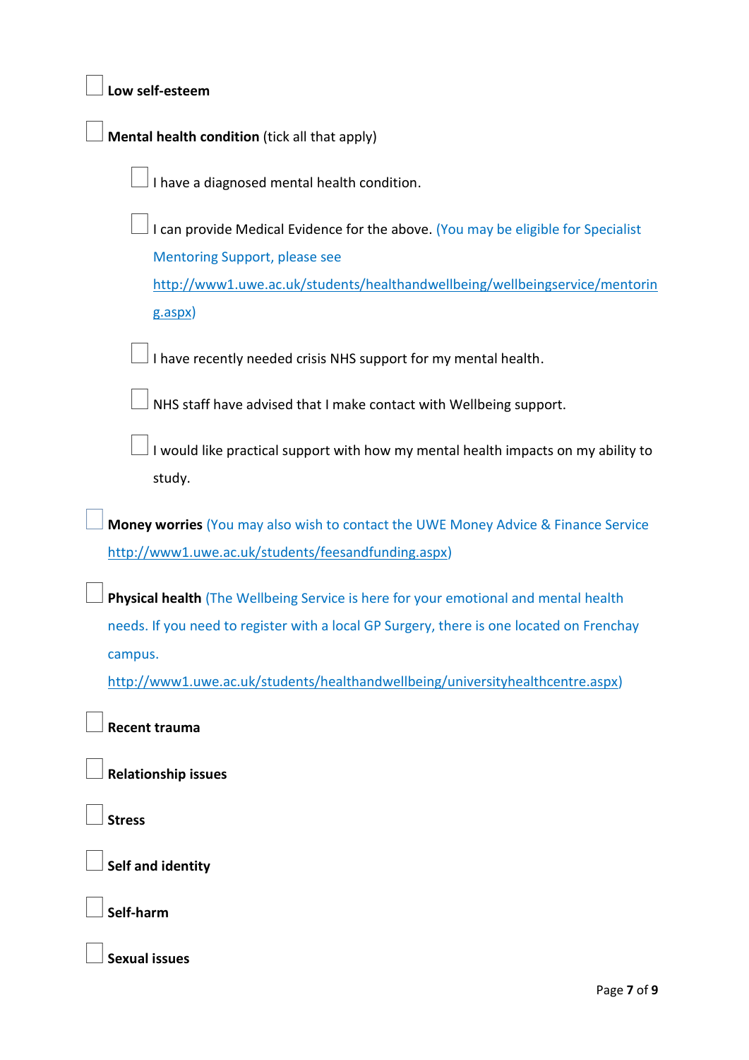- [ ] **Low self-esteem**

- [ ] **Mental health condition** (tick all that apply)

    - [ ] I have a diagnosed mental health condition.

    - [ ] I can provide Medical Evidence for the above. (You may be eligible for Specialist Mentoring Support, please see http://www1.uwe.ac.uk/students/healthandwellbeing/wellbeingservice/mentoring.aspx)

    - [ ] I have recently needed crisis NHS support for my mental health.

    - [ ] NHS staff have advised that I make contact with Wellbeing support.

    - [ ] I would like practical support with how my mental health impacts on my ability to study.

- [ ] **Money worries** (You may also wish to contact the UWE Money Advice & Finance Service http://www1.uwe.ac.uk/students/feesandfunding.aspx)

- [ ] **Physical health** (The Wellbeing Service is here for your emotional and mental health needs. If you need to register with a local GP Surgery, there is one located on Frenchay campus. http://www1.uwe.ac.uk/students/healthandwellbeing/universityhealthcentre.aspx)

- [ ] **Recent trauma**

- [ ] **Relationship issues**

- [ ] **Stress**

- [ ] **Self and identity**

- [ ] **Self-harm**

- [ ] **Sexual issues**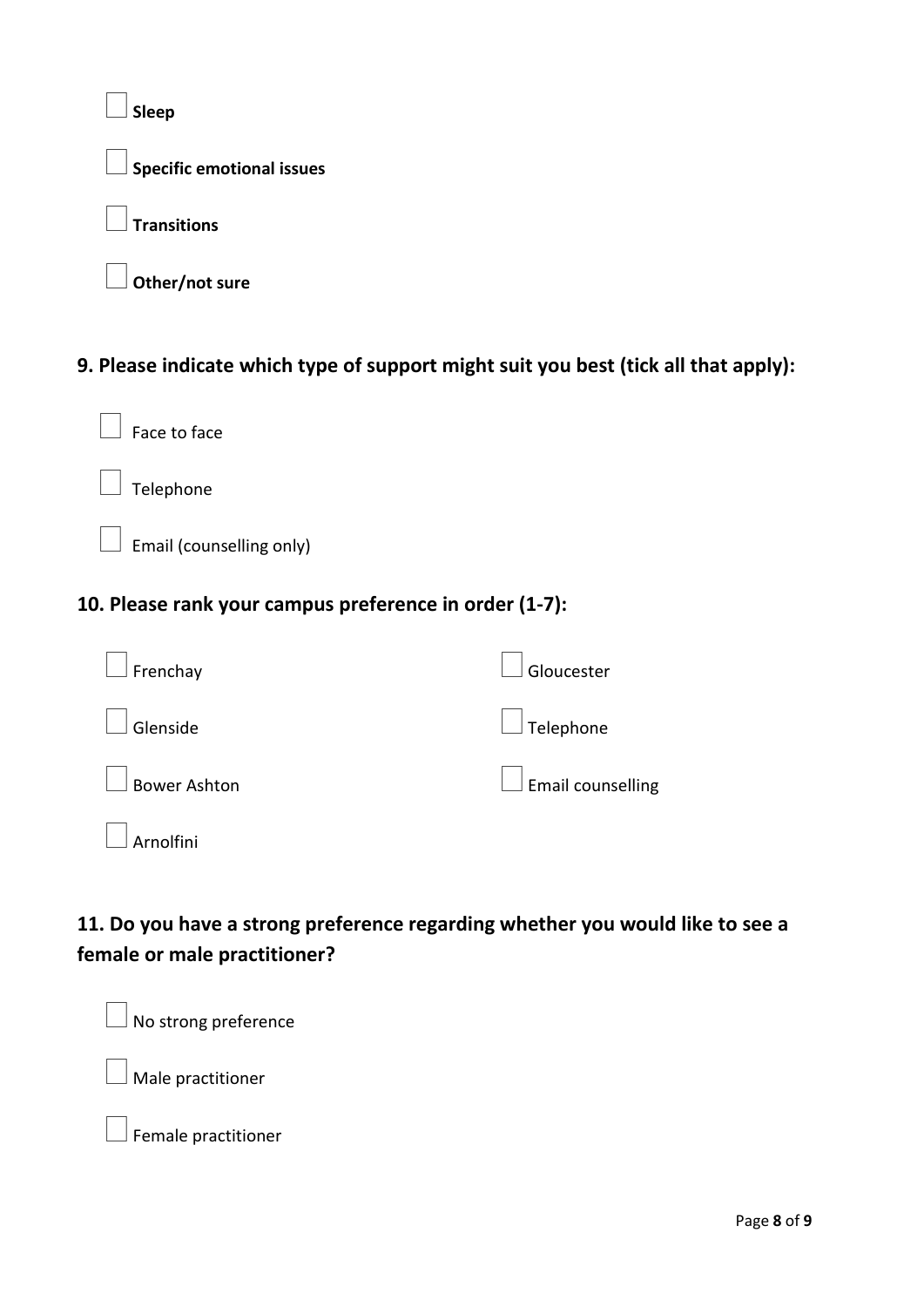- ☐ **Sleep**
- ☐ **Specific emotional issues**
- ☐ **Transitions**
- ☐ **Other/not sure**

## 9. Please indicate which type of support might suit you best (tick all that apply):

- ☐ Face to face
- ☐ Telephone
- ☐ Email (counselling only)

## 10. Please rank your campus preference in order (1-7):

- ☐ Frenchay
- ☐ Glenside
- ☐ Bower Ashton
- ☐ Arnolfini
- ☐ Gloucester
- ☐ Telephone
- ☐ Email counselling

## 11. Do you have a strong preference regarding whether you would like to see a female or male practitioner?

- ☐ No strong preference
- ☐ Male practitioner
- ☐ Female practitioner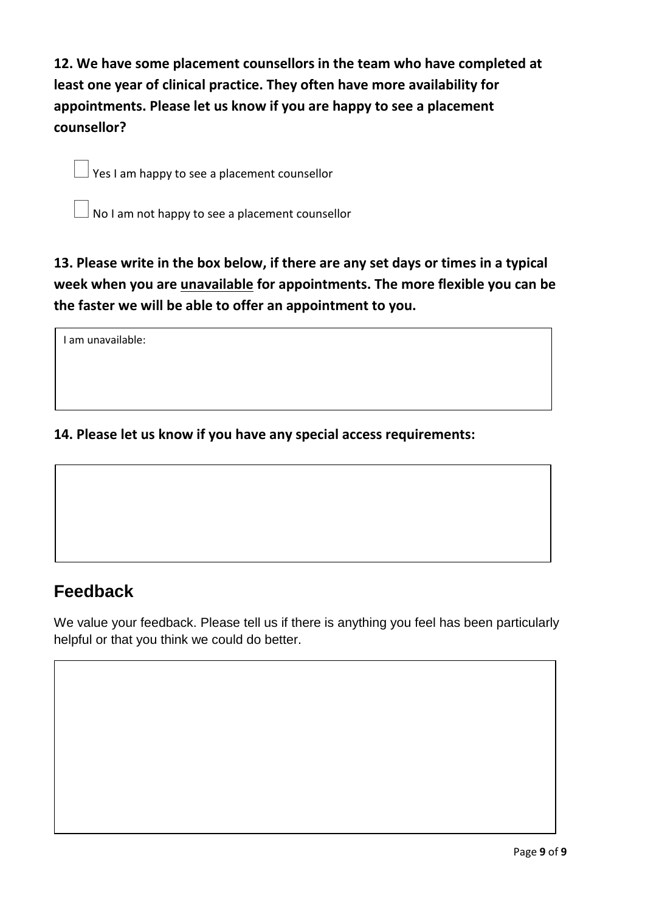**12. We have some placement counsellors in the team who have completed at least one year of clinical practice. They often have more availability for appointments. Please let us know if you are happy to see a placement counsellor?**

☐ Yes I am happy to see a placement counsellor

☐ No I am not happy to see a placement counsellor

**13. Please write in the box below, if there are any set days or times in a typical week when you are <u>unavailable</u> for appointments. The more flexible you can be the faster we will be able to offer an appointment to you.**

| |
|---|
| I am unavailable: |

**14. Please let us know if you have any special access requirements:**

| |
|---|
| |

## Feedback

We value your feedback. Please tell us if there is anything you feel has been particularly helpful or that you think we could do better.

| |
|---|
| |